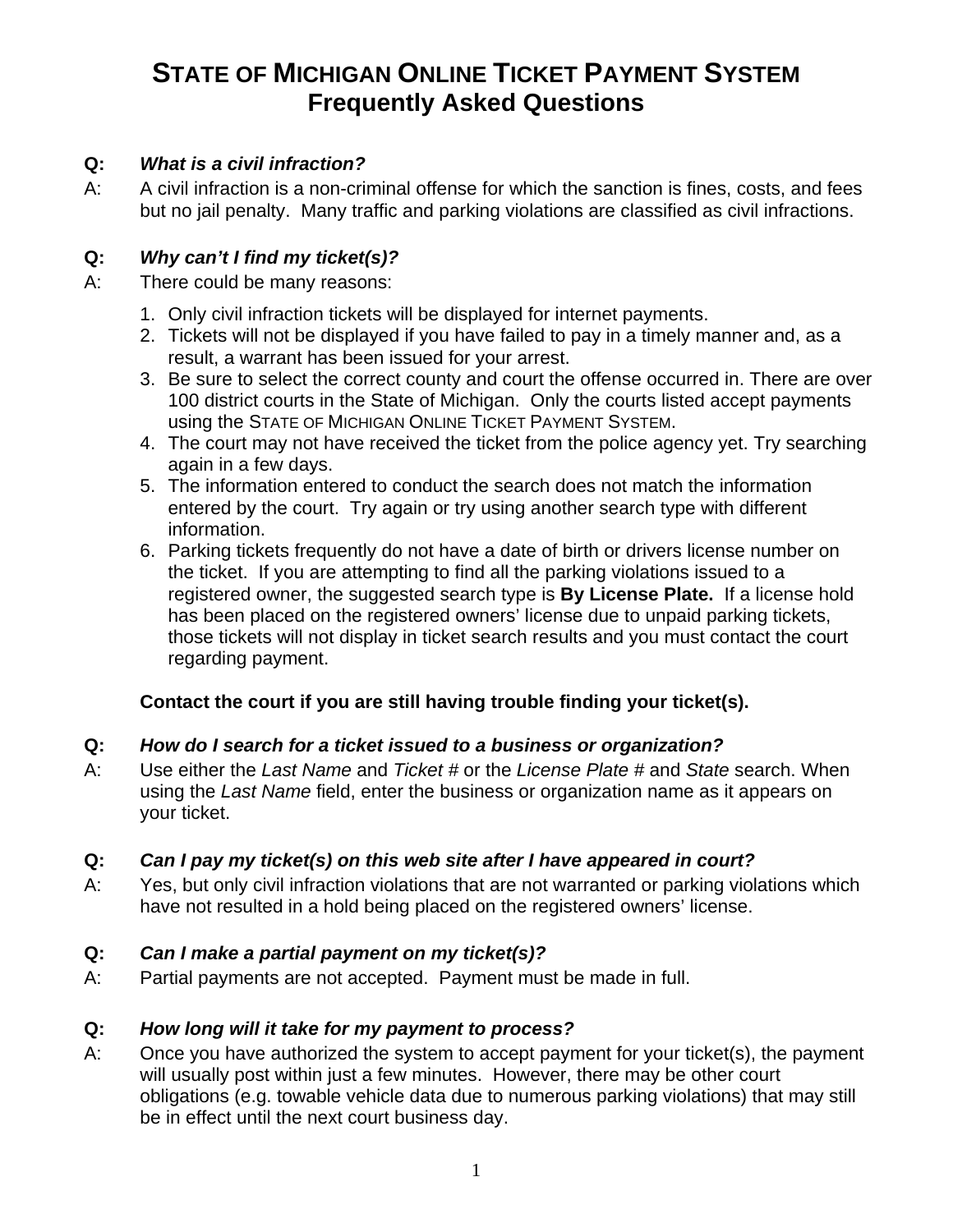# STATE OF MICHIGAN ONLINE TICKET PAYMENT SYSTEM
## Frequently Asked Questions

**Q:** ***What is a civil infraction?***

A: A civil infraction is a non-criminal offense for which the sanction is fines, costs, and fees but no jail penalty. Many traffic and parking violations are classified as civil infractions.

**Q:** ***Why can't I find my ticket(s)?***

A: There could be many reasons:

1. Only civil infraction tickets will be displayed for internet payments.
2. Tickets will not be displayed if you have failed to pay in a timely manner and, as a result, a warrant has been issued for your arrest.
3. Be sure to select the correct county and court the offense occurred in. There are over 100 district courts in the State of Michigan. Only the courts listed accept payments using the STATE OF MICHIGAN ONLINE TICKET PAYMENT SYSTEM.
4. The court may not have received the ticket from the police agency yet. Try searching again in a few days.
5. The information entered to conduct the search does not match the information entered by the court. Try again or try using another search type with different information.
6. Parking tickets frequently do not have a date of birth or drivers license number on the ticket. If you are attempting to find all the parking violations issued to a registered owner, the suggested search type is **By License Plate.** If a license hold has been placed on the registered owners' license due to unpaid parking tickets, those tickets will not display in ticket search results and you must contact the court regarding payment.

**Contact the court if you are still having trouble finding your ticket(s).**

**Q:** ***How do I search for a ticket issued to a business or organization?***

A: Use either the *Last Name* and *Ticket #* or the *License Plate #* and *State* search. When using the *Last Name* field, enter the business or organization name as it appears on your ticket.

**Q:** ***Can I pay my ticket(s) on this web site after I have appeared in court?***

A: Yes, but only civil infraction violations that are not warranted or parking violations which have not resulted in a hold being placed on the registered owners' license.

**Q:** ***Can I make a partial payment on my ticket(s)?***

A: Partial payments are not accepted. Payment must be made in full.

**Q:** ***How long will it take for my payment to process?***

A: Once you have authorized the system to accept payment for your ticket(s), the payment will usually post within just a few minutes. However, there may be other court obligations (e.g. towable vehicle data due to numerous parking violations) that may still be in effect until the next court business day.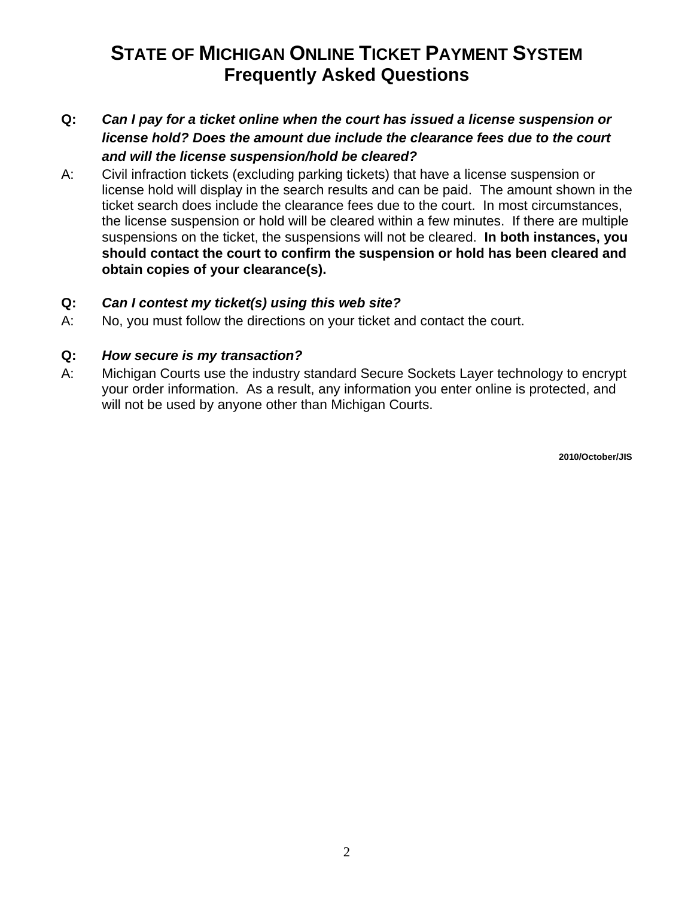# STATE OF MICHIGAN ONLINE TICKET PAYMENT SYSTEM
## Frequently Asked Questions

**Q:** ***Can I pay for a ticket online when the court has issued a license suspension or license hold? Does the amount due include the clearance fees due to the court and will the license suspension/hold be cleared?***

A: Civil infraction tickets (excluding parking tickets) that have a license suspension or license hold will display in the search results and can be paid. The amount shown in the ticket search does include the clearance fees due to the court. In most circumstances, the license suspension or hold will be cleared within a few minutes. If there are multiple suspensions on the ticket, the suspensions will not be cleared. **In both instances, you should contact the court to confirm the suspension or hold has been cleared and obtain copies of your clearance(s).**

**Q:** ***Can I contest my ticket(s) using this web site?***

A: No, you must follow the directions on your ticket and contact the court.

**Q:** ***How secure is my transaction?***

A: Michigan Courts use the industry standard Secure Sockets Layer technology to encrypt your order information. As a result, any information you enter online is protected, and will not be used by anyone other than Michigan Courts.

**2010/October/JIS**